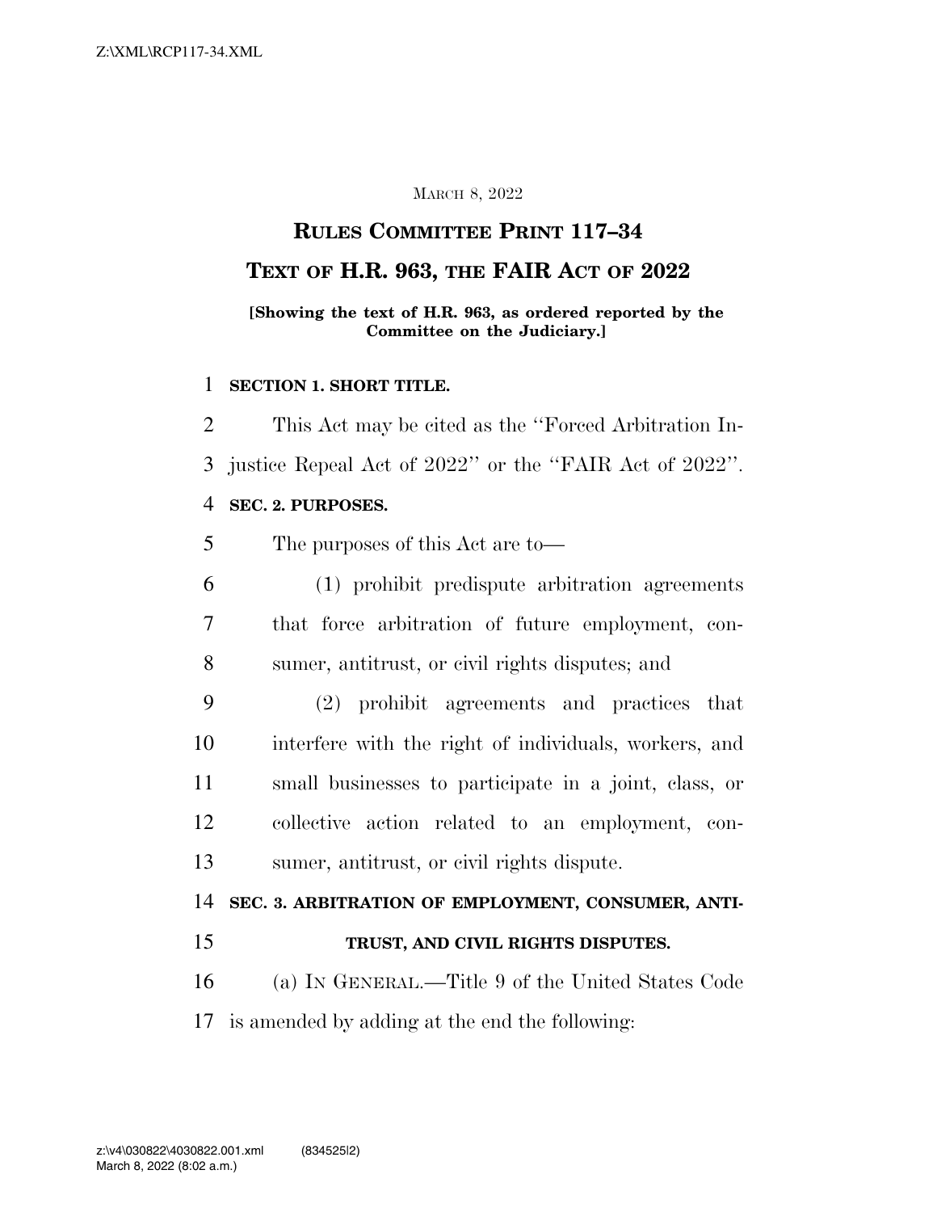MARCH 8, 2022

# RULES COMMITTEE PRINT 117–34

# TEXT OF H.R. 963, THE FAIR ACT OF 2022

**[Showing the text of H.R. 963, as ordered reported by the Committee on the Judiciary.]**

**SECTION 1. SHORT TITLE.**

This Act may be cited as the ''Forced Arbitration Injustice Repeal Act of 2022'' or the ''FAIR Act of 2022''.

**SEC. 2. PURPOSES.**

The purposes of this Act are to—

(1) prohibit predispute arbitration agreements that force arbitration of future employment, consumer, antitrust, or civil rights disputes; and

(2) prohibit agreements and practices that interfere with the right of individuals, workers, and small businesses to participate in a joint, class, or collective action related to an employment, consumer, antitrust, or civil rights dispute.

**SEC. 3. ARBITRATION OF EMPLOYMENT, CONSUMER, ANTITRUST, AND CIVIL RIGHTS DISPUTES.**

(a) IN GENERAL.—Title 9 of the United States Code is amended by adding at the end the following: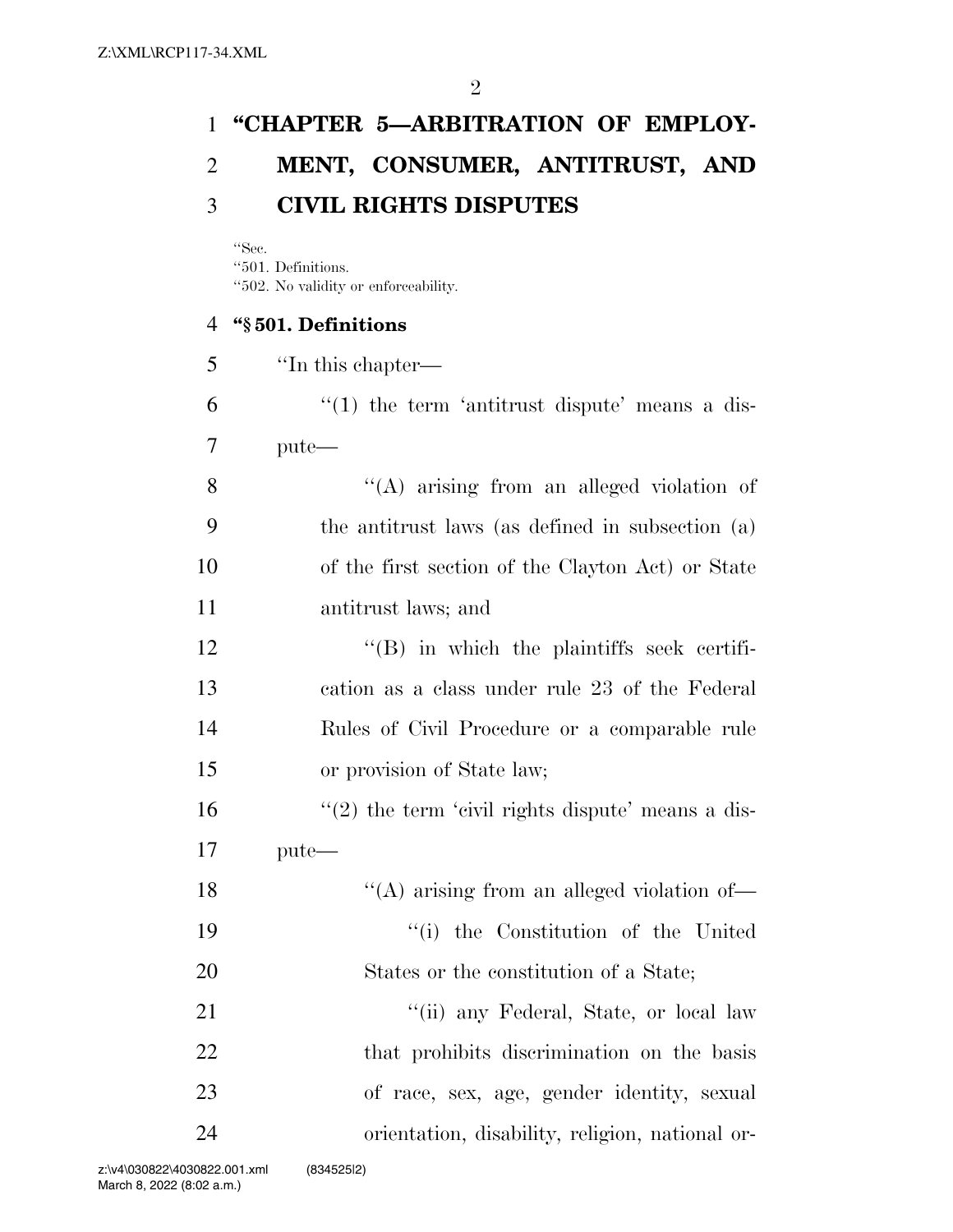# "CHAPTER 5—ARBITRATION OF EMPLOYMENT, CONSUMER, ANTITRUST, AND CIVIL RIGHTS DISPUTES

"Sec.
"501. Definitions.
"502. No validity or enforceability.

### "§ 501. Definitions

"In this chapter—

"(1) the term 'antitrust dispute' means a dispute—

"(A) arising from an alleged violation of the antitrust laws (as defined in subsection (a) of the first section of the Clayton Act) or State antitrust laws; and

"(B) in which the plaintiffs seek certification as a class under rule 23 of the Federal Rules of Civil Procedure or a comparable rule or provision of State law;

"(2) the term 'civil rights dispute' means a dispute—

"(A) arising from an alleged violation of—

"(i) the Constitution of the United States or the constitution of a State;

"(ii) any Federal, State, or local law that prohibits discrimination on the basis of race, sex, age, gender identity, sexual orientation, disability, religion, national or-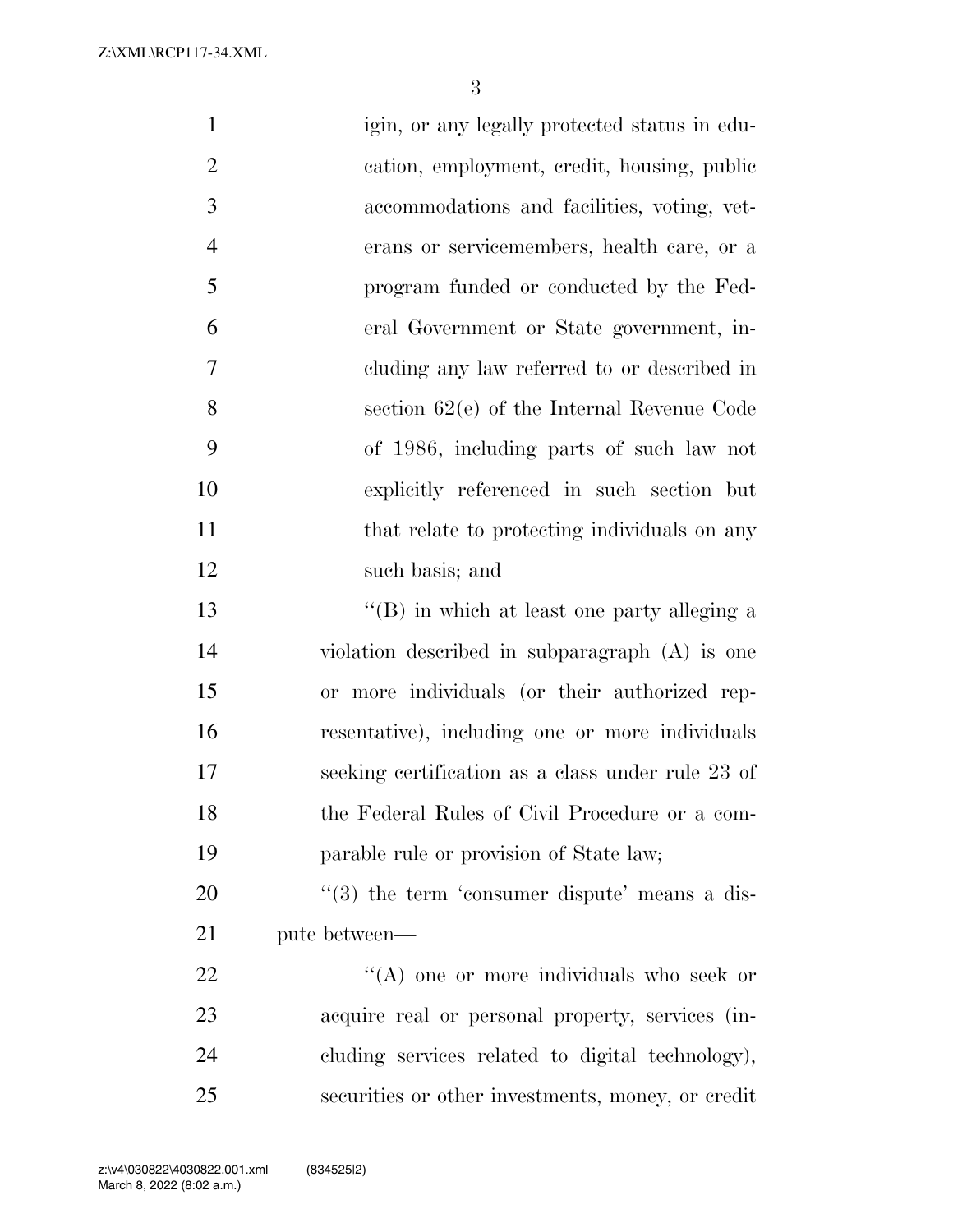igin, or any legally protected status in education, employment, credit, housing, public accommodations and facilities, voting, veterans or servicemembers, health care, or a program funded or conducted by the Federal Government or State government, including any law referred to or described in section 62(e) of the Internal Revenue Code of 1986, including parts of such law not explicitly referenced in such section but that relate to protecting individuals on any such basis; and

''(B) in which at least one party alleging a violation described in subparagraph (A) is one or more individuals (or their authorized representative), including one or more individuals seeking certification as a class under rule 23 of the Federal Rules of Civil Procedure or a comparable rule or provision of State law;

''(3) the term 'consumer dispute' means a dispute between—

''(A) one or more individuals who seek or acquire real or personal property, services (including services related to digital technology), securities or other investments, money, or credit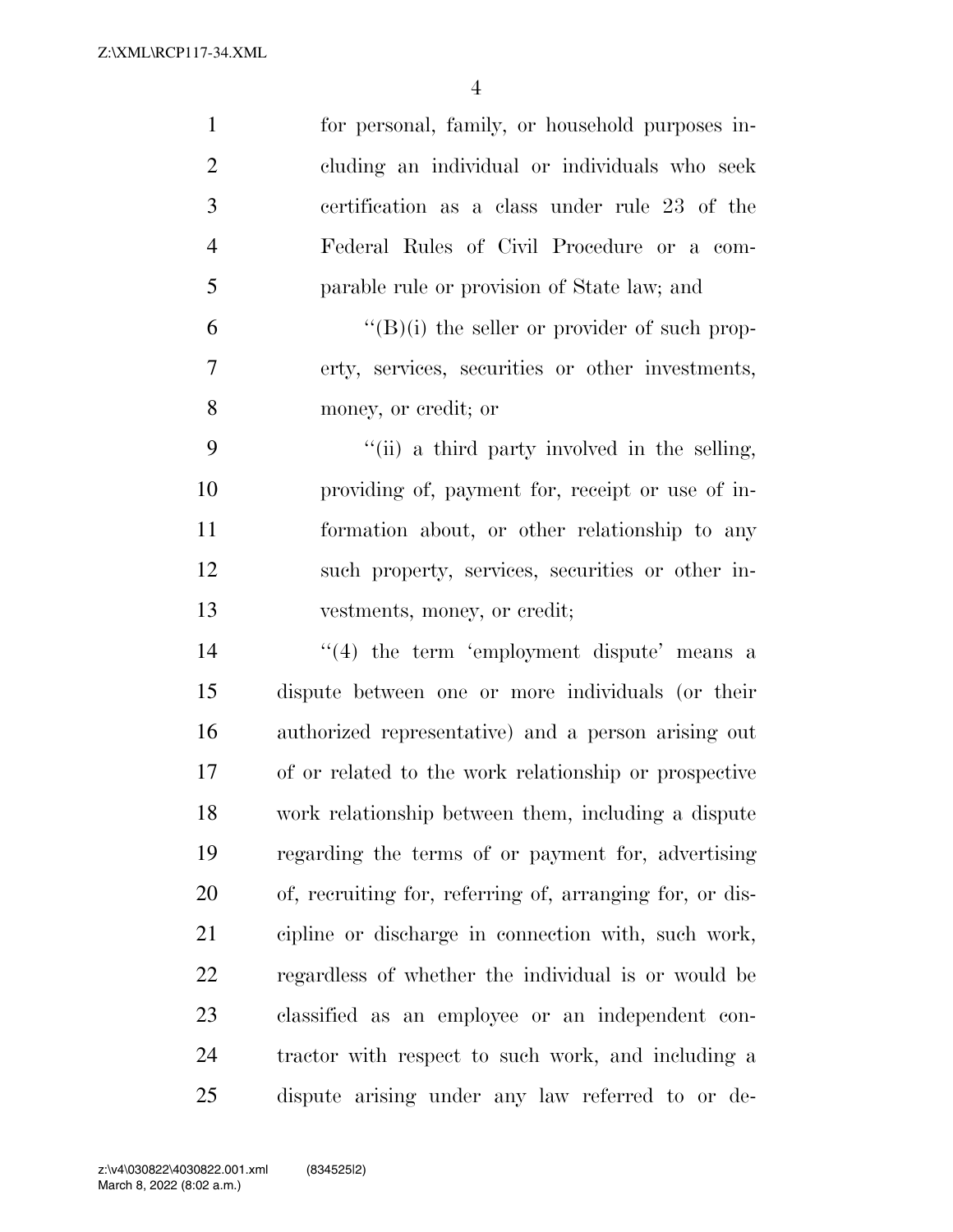for personal, family, or household purposes including an individual or individuals who seek certification as a class under rule 23 of the Federal Rules of Civil Procedure or a comparable rule or provision of State law; and

"(B)(i) the seller or provider of such property, services, securities or other investments, money, or credit; or

"(ii) a third party involved in the selling, providing of, payment for, receipt or use of information about, or other relationship to any such property, services, securities or other investments, money, or credit;

"(4) the term 'employment dispute' means a dispute between one or more individuals (or their authorized representative) and a person arising out of or related to the work relationship or prospective work relationship between them, including a dispute regarding the terms of or payment for, advertising of, recruiting for, referring of, arranging for, or discipline or discharge in connection with, such work, regardless of whether the individual is or would be classified as an employee or an independent contractor with respect to such work, and including a dispute arising under any law referred to or de-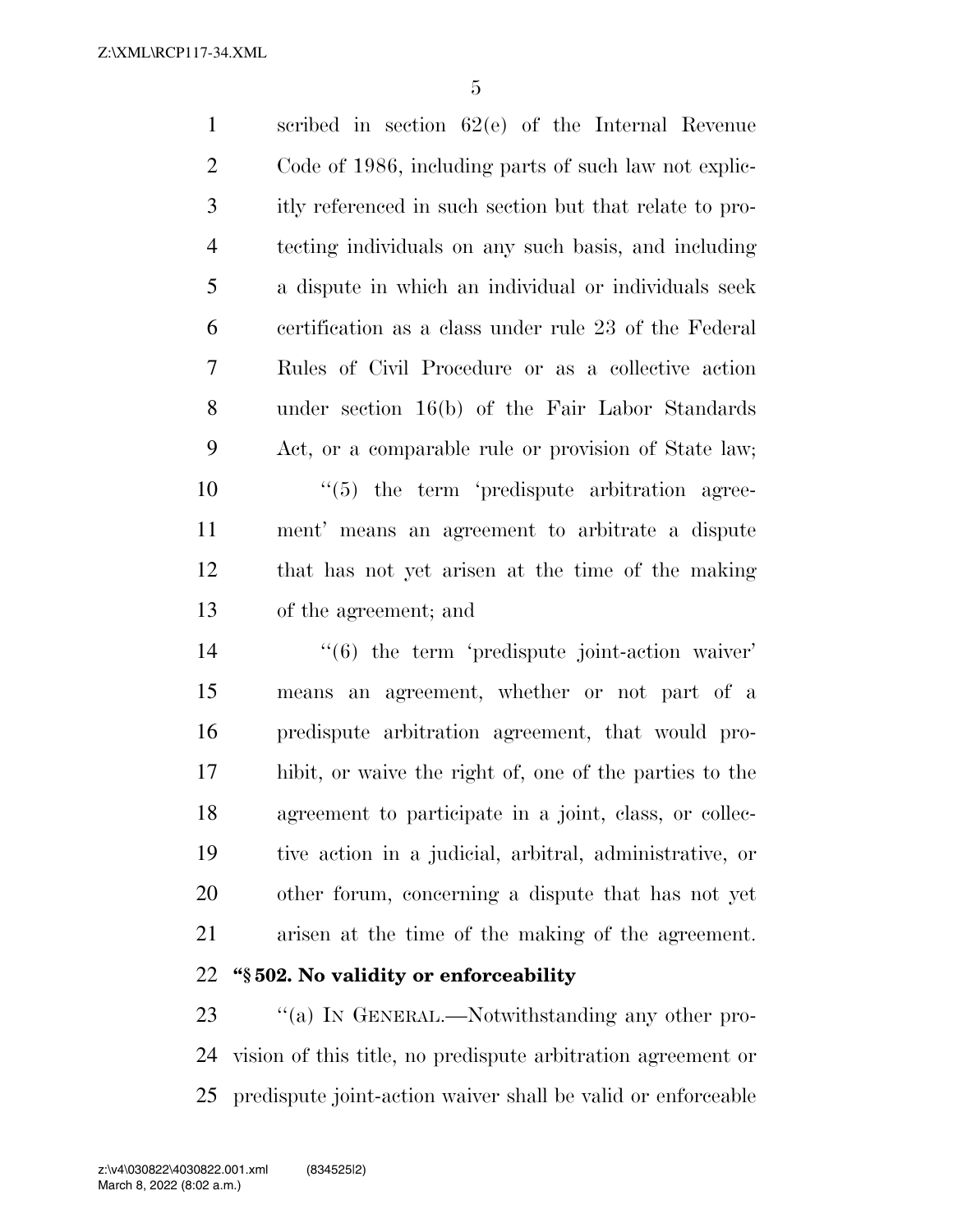scribed in section 62(e) of the Internal Revenue Code of 1986, including parts of such law not explicitly referenced in such section but that relate to protecting individuals on any such basis, and including a dispute in which an individual or individuals seek certification as a class under rule 23 of the Federal Rules of Civil Procedure or as a collective action under section 16(b) of the Fair Labor Standards Act, or a comparable rule or provision of State law;

"(5) the term 'predispute arbitration agreement' means an agreement to arbitrate a dispute that has not yet arisen at the time of the making of the agreement; and

"(6) the term 'predispute joint-action waiver' means an agreement, whether or not part of a predispute arbitration agreement, that would prohibit, or waive the right of, one of the parties to the agreement to participate in a joint, class, or collective action in a judicial, arbitral, administrative, or other forum, concerning a dispute that has not yet arisen at the time of the making of the agreement.

**"§ 502. No validity or enforceability**

"(a) IN GENERAL.—Notwithstanding any other provision of this title, no predispute arbitration agreement or predispute joint-action waiver shall be valid or enforceable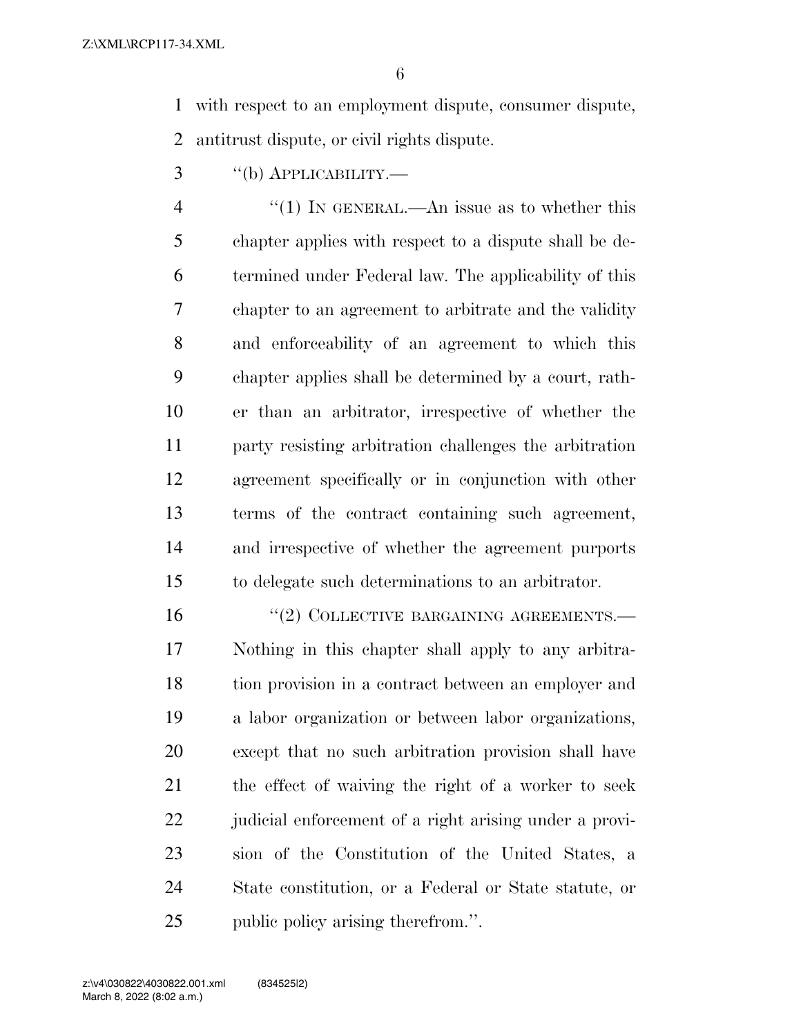with respect to an employment dispute, consumer dispute, antitrust dispute, or civil rights dispute.

"(b) APPLICABILITY.—

"(1) IN GENERAL.—An issue as to whether this chapter applies with respect to a dispute shall be determined under Federal law. The applicability of this chapter to an agreement to arbitrate and the validity and enforceability of an agreement to which this chapter applies shall be determined by a court, rather than an arbitrator, irrespective of whether the party resisting arbitration challenges the arbitration agreement specifically or in conjunction with other terms of the contract containing such agreement, and irrespective of whether the agreement purports to delegate such determinations to an arbitrator.

"(2) COLLECTIVE BARGAINING AGREEMENTS.—Nothing in this chapter shall apply to any arbitration provision in a contract between an employer and a labor organization or between labor organizations, except that no such arbitration provision shall have the effect of waiving the right of a worker to seek judicial enforcement of a right arising under a provision of the Constitution of the United States, a State constitution, or a Federal or State statute, or public policy arising therefrom.".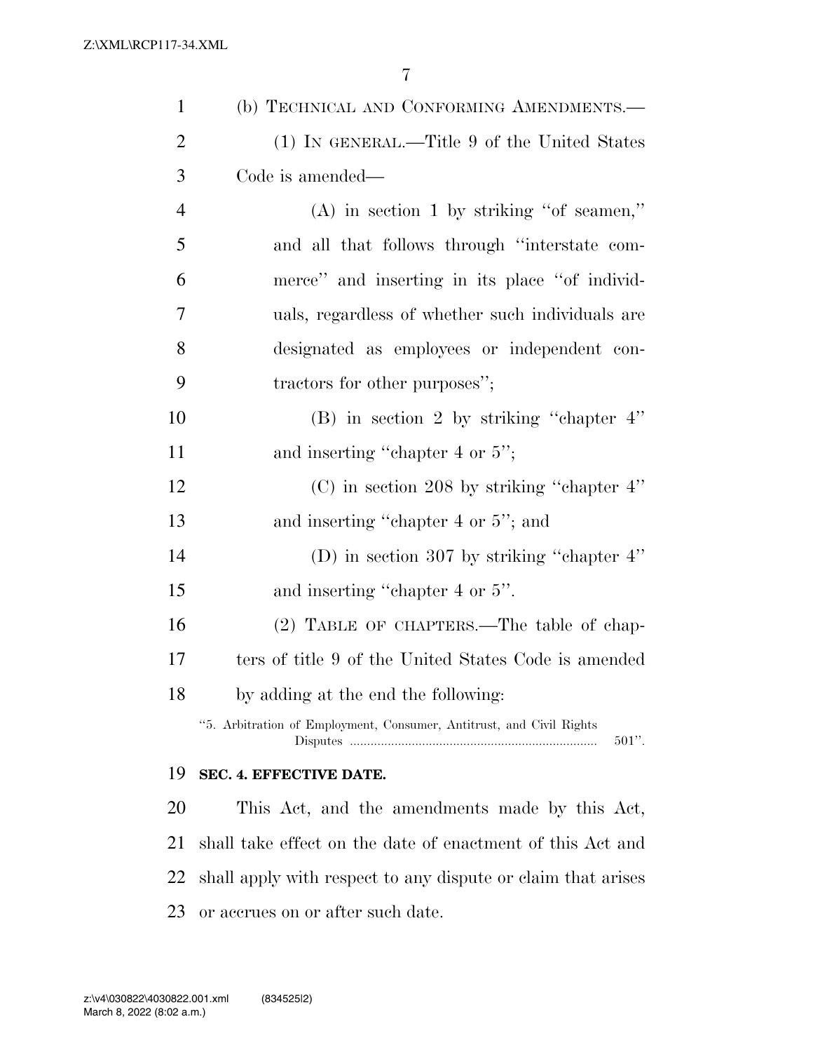(b) TECHNICAL AND CONFORMING AMENDMENTS.—

(1) IN GENERAL.—Title 9 of the United States Code is amended—

(A) in section 1 by striking ''of seamen,'' and all that follows through ''interstate commerce'' and inserting in its place ''of individuals, regardless of whether such individuals are designated as employees or independent contractors for other purposes'';

(B) in section 2 by striking ''chapter 4'' and inserting ''chapter 4 or 5'';

(C) in section 208 by striking ''chapter 4'' and inserting ''chapter 4 or 5''; and

(D) in section 307 by striking ''chapter 4'' and inserting ''chapter 4 or 5''.

(2) TABLE OF CHAPTERS.—The table of chapters of title 9 of the United States Code is amended by adding at the end the following:

''5. Arbitration of Employment, Consumer, Antitrust, and Civil Rights Disputes ....... 501''.

**SEC. 4. EFFECTIVE DATE.**

This Act, and the amendments made by this Act, shall take effect on the date of enactment of this Act and shall apply with respect to any dispute or claim that arises or accrues on or after such date.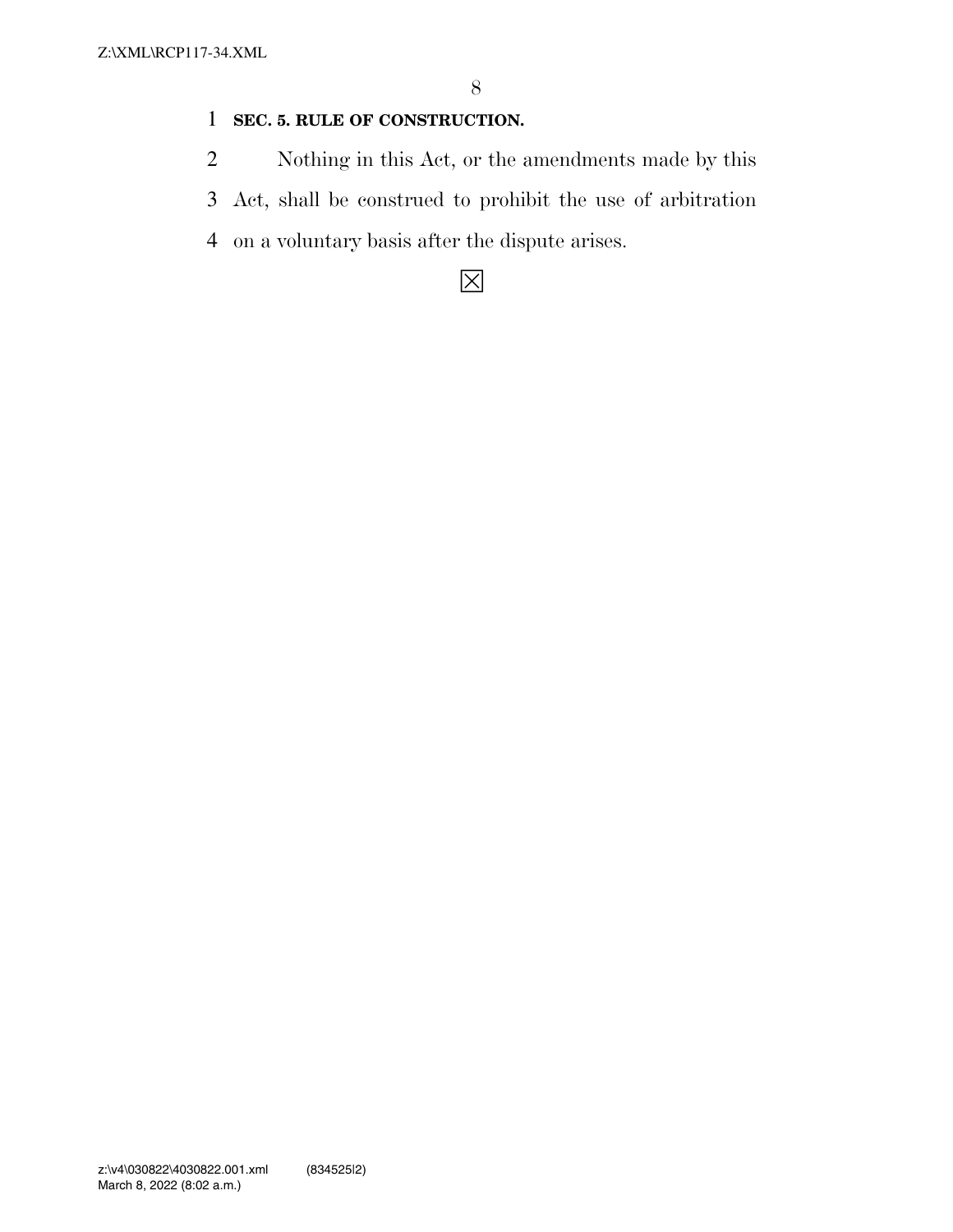**SEC. 5. RULE OF CONSTRUCTION.**

Nothing in this Act, or the amendments made by this Act, shall be construed to prohibit the use of arbitration on a voluntary basis after the dispute arises.